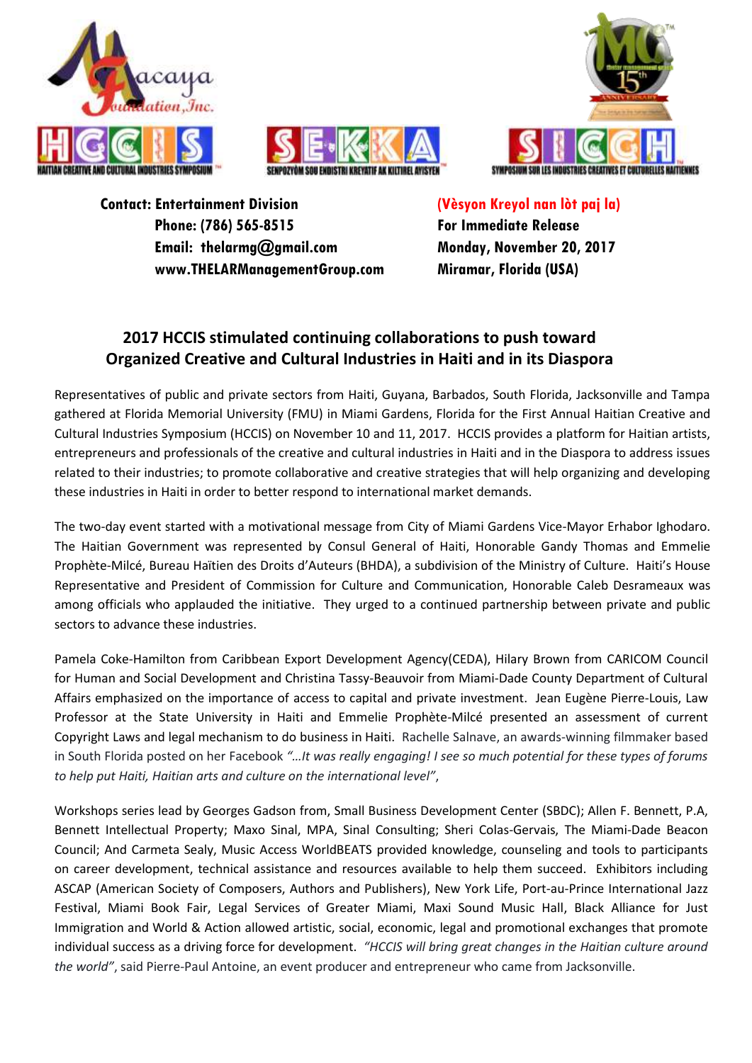Macaya Foundation, Inc.

HCCIS — HAITIAN CREATIVE AND CULTURAL INDUSTRIES SYMPOSIUM

SEKKA — SENPOZYÒM SOU ENDISTRI KREYATIF AK KILTIREL AYISYEN

SICCH — SYMPOSIUM SUR LES INDUSTRIES CREATIVES ET CULTURELLES HAITIENNES

**Contact: Entertainment Division**
**Phone: (786) 565-8515**
**Email: thelarmg@gmail.com**
**www.THELARManagementGroup.com**

**(Vèsyon Kreyol nan lòt paj la)**
**For Immediate Release**
**Monday, November 20, 2017**
**Miramar, Florida (USA)**

## 2017 HCCIS stimulated continuing collaborations to push toward Organized Creative and Cultural Industries in Haiti and in its Diaspora

Representatives of public and private sectors from Haiti, Guyana, Barbados, South Florida, Jacksonville and Tampa gathered at Florida Memorial University (FMU) in Miami Gardens, Florida for the First Annual Haitian Creative and Cultural Industries Symposium (HCCIS) on November 10 and 11, 2017. HCCIS provides a platform for Haitian artists, entrepreneurs and professionals of the creative and cultural industries in Haiti and in the Diaspora to address issues related to their industries; to promote collaborative and creative strategies that will help organizing and developing these industries in Haiti in order to better respond to international market demands.

The two-day event started with a motivational message from City of Miami Gardens Vice-Mayor Erhabor Ighodaro. The Haitian Government was represented by Consul General of Haiti, Honorable Gandy Thomas and Emmelie Prophète-Milcé, Bureau Haïtien des Droits d'Auteurs (BHDA), a subdivision of the Ministry of Culture. Haiti's House Representative and President of Commission for Culture and Communication, Honorable Caleb Desrameaux was among officials who applauded the initiative. They urged to a continued partnership between private and public sectors to advance these industries.

Pamela Coke-Hamilton from Caribbean Export Development Agency(CEDA), Hilary Brown from CARICOM Council for Human and Social Development and Christina Tassy-Beauvoir from Miami-Dade County Department of Cultural Affairs emphasized on the importance of access to capital and private investment. Jean Eugène Pierre-Louis, Law Professor at the State University in Haiti and Emmelie Prophète-Milcé presented an assessment of current Copyright Laws and legal mechanism to do business in Haiti. Rachelle Salnave, an awards-winning filmmaker based in South Florida posted on her Facebook *"…It was really engaging! I see so much potential for these types of forums to help put Haiti, Haitian arts and culture on the international level"*,

Workshops series lead by Georges Gadson from, Small Business Development Center (SBDC); Allen F. Bennett, P.A, Bennett Intellectual Property; Maxo Sinal, MPA, Sinal Consulting; Sheri Colas-Gervais, The Miami-Dade Beacon Council; And Carmeta Sealy, Music Access WorldBEATS provided knowledge, counseling and tools to participants on career development, technical assistance and resources available to help them succeed. Exhibitors including ASCAP (American Society of Composers, Authors and Publishers), New York Life, Port-au-Prince International Jazz Festival, Miami Book Fair, Legal Services of Greater Miami, Maxi Sound Music Hall, Black Alliance for Just Immigration and World & Action allowed artistic, social, economic, legal and promotional exchanges that promote individual success as a driving force for development. *"HCCIS will bring great changes in the Haitian culture around the world"*, said Pierre-Paul Antoine, an event producer and entrepreneur who came from Jacksonville.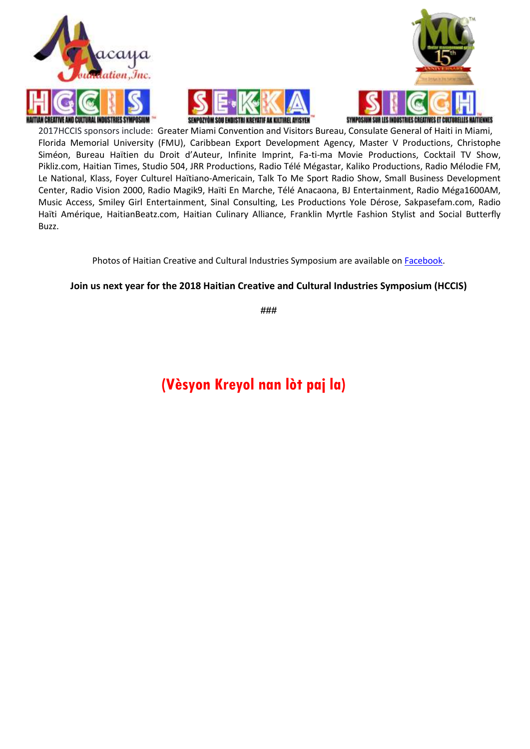2017HCCIS sponsors include: Greater Miami Convention and Visitors Bureau, Consulate General of Haiti in Miami, Florida Memorial University (FMU), Caribbean Export Development Agency, Master V Productions, Christophe Siméon, Bureau Haïtien du Droit d'Auteur, Infinite Imprint, Fa-ti-ma Movie Productions, Cocktail TV Show, Pikliz.com, Haitian Times, Studio 504, JRR Productions, Radio Télé Mégastar, Kaliko Productions, Radio Mélodie FM, Le National, Klass, Foyer Culturel Haïtiano-Americain, Talk To Me Sport Radio Show, Small Business Development Center, Radio Vision 2000, Radio Magik9, Haïti En Marche, Télé Anacaona, BJ Entertainment, Radio Méga1600AM, Music Access, Smiley Girl Entertainment, Sinal Consulting, Les Productions Yole Dérose, Sakpasefam.com, Radio Haïti Amérique, HaitianBeatz.com, Haitian Culinary Alliance, Franklin Myrtle Fashion Stylist and Social Butterfly Buzz.

Photos of Haitian Creative and Cultural Industries Symposium are available on [Facebook](#).

**Join us next year for the 2018 Haitian Creative and Cultural Industries Symposium (HCCIS)**

###

**(Vèsyon Kreyol nan lòt paj la)**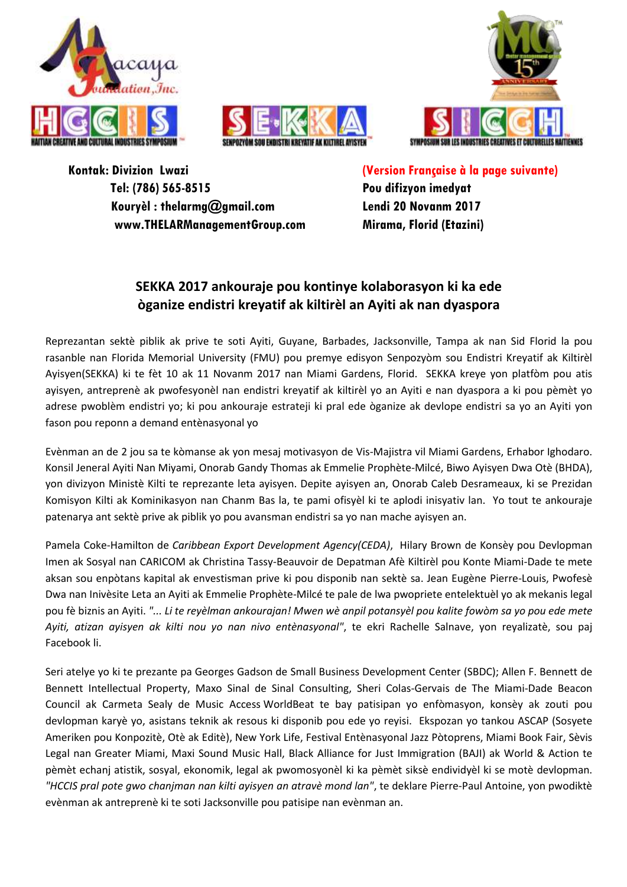Kontak: Divizion Lwazi
Tel: (786) 565-8515
Kouryèl : thelarmg@gmail.com
www.THELARManagementGroup.com

(Version Française à la page suivante)
Pou difizyon imedyat
Lendi 20 Novanm 2017
Mirama, Florid (Etazini)

## SEKKA 2017 ankouraje pou kontinye kolaborasyon ki ka ede òganize endistri kreyatif ak kiltirèl an Ayiti ak nan dyaspora

Reprezantan sektè piblik ak prive te soti Ayiti, Guyane, Barbades, Jacksonville, Tampa ak nan Sid Florid la pou rasanble nan Florida Memorial University (FMU) pou premye edisyon Senpozyòm sou Endistri Kreyatif ak Kiltirèl Ayisyen(SEKKA) ki te fèt 10 ak 11 Novanm 2017 nan Miami Gardens, Florid. SEKKA kreye yon platfòm pou atis ayisyen, antreprenè ak pwofesyonèl nan endistri kreyatif ak kiltirèl yo an Ayiti e nan dyaspora a ki pou pèmèt yo adrese pwoblèm endistri yo; ki pou ankouraje estrateji ki pral ede òganize ak devlope endistri sa yo an Ayiti yon fason pou reponn a demand entènasyonal yo

Evènman an de 2 jou sa te kòmanse ak yon mesaj motivasyon de Vis-Majistra vil Miami Gardens, Erhabor Ighodaro. Konsil Jeneral Ayiti Nan Miyami, Onorab Gandy Thomas ak Emmelie Prophète-Milcé, Biwo Ayisyen Dwa Otè (BHDA), yon divizyon Ministè Kilti te reprezante leta ayisyen. Depite ayisyen an, Onorab Caleb Desrameaux, ki se Prezidan Komisyon Kilti ak Kominikasyon nan Chanm Bas la, te pami ofisyèl ki te aplodi inisyativ lan. Yo tout te ankouraje patenarya ant sektè prive ak piblik yo pou avansman endistri sa yo nan mache ayisyen an.

Pamela Coke-Hamilton de *Caribbean Export Development Agency(CEDA)*, Hilary Brown de Konsèy pou Devlopman Imen ak Sosyal nan CARICOM ak Christina Tassy-Beauvoir de Depatman Afè Kiltirèl pou Konte Miami-Dade te mete aksan sou enpòtans kapital ak envestisman prive ki pou disponib nan sektè sa. Jean Eugène Pierre-Louis, Pwofesè Dwa nan Inivèsite Leta an Ayiti ak Emmelie Prophète-Milcé te pale de lwa pwopriete entelektuèl yo ak mekanis legal pou fè biznis an Ayiti. *"... Li te reyèlman ankourajan! Mwen wè anpil potansyèl pou kalite fowòm sa yo pou ede mete Ayiti, atizan ayisyen ak kilti nou yo nan nivo entènasyonal"*, te ekri Rachelle Salnave, yon reyalizatè, sou paj Facebook li.

Seri atelye yo ki te prezante pa Georges Gadson de Small Business Development Center (SBDC); Allen F. Bennett de Bennett Intellectual Property, Maxo Sinal de Sinal Consulting, Sheri Colas-Gervais de The Miami-Dade Beacon Council ak Carmeta Sealy de Music Access WorldBeat te bay patisipan yo enfòmasyon, konsèy ak zouti pou devlopman karyè yo, asistans teknik ak resous ki disponib pou ede yo reyisi. Ekspozan yo tankou ASCAP (Sosyete Ameriken pou Konpozitè, Otè ak Editè), New York Life, Festival Entènasyonal Jazz Pòtoprens, Miami Book Fair, Sèvis Legal nan Greater Miami, Maxi Sound Music Hall, Black Alliance for Just Immigration (BAJI) ak World & Action te pèmèt echanj atistik, sosyal, ekonomik, legal ak pwomosyonèl ki ka pèmèt siksè endividyèl ki se motè devlopman. *"HCCIS pral pote gwo chanjman nan kilti ayisyen an atravè mond lan"*, te deklare Pierre-Paul Antoine, yon pwodiktè evènman ak antreprenè ki te soti Jacksonville pou patisipe nan evènman an.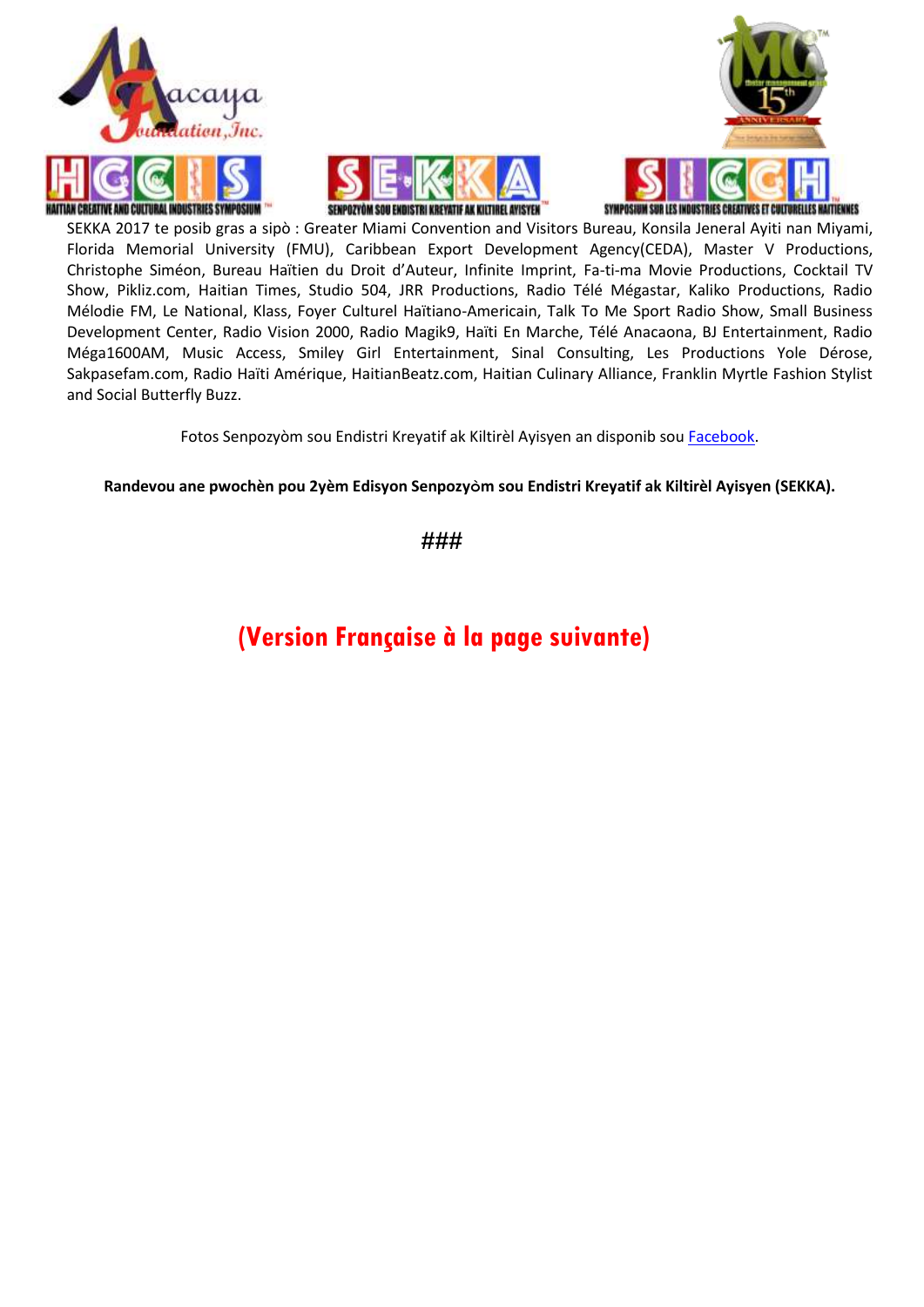SEKKA 2017 te posib gras a sipò : Greater Miami Convention and Visitors Bureau, Konsila Jeneral Ayiti nan Miyami, Florida Memorial University (FMU), Caribbean Export Development Agency(CEDA), Master V Productions, Christophe Siméon, Bureau Haïtien du Droit d'Auteur, Infinite Imprint, Fa-ti-ma Movie Productions, Cocktail TV Show, Pikliz.com, Haitian Times, Studio 504, JRR Productions, Radio Télé Mégastar, Kaliko Productions, Radio Mélodie FM, Le National, Klass, Foyer Culturel Haïtiano-Americain, Talk To Me Sport Radio Show, Small Business Development Center, Radio Vision 2000, Radio Magik9, Haïti En Marche, Télé Anacaona, BJ Entertainment, Radio Méga1600AM, Music Access, Smiley Girl Entertainment, Sinal Consulting, Les Productions Yole Dérose, Sakpasefam.com, Radio Haïti Amérique, HaitianBeatz.com, Haitian Culinary Alliance, Franklin Myrtle Fashion Stylist and Social Butterfly Buzz.

Fotos Senpozyòm sou Endistri Kreyatif ak Kiltirèl Ayisyen an disponib sou Facebook.

**Randevou ane pwochèn pou 2yèm Edisyon Senpozyòm sou Endistri Kreyatif ak Kiltirèl Ayisyen (SEKKA).**

###

**(Version Française à la page suivante)**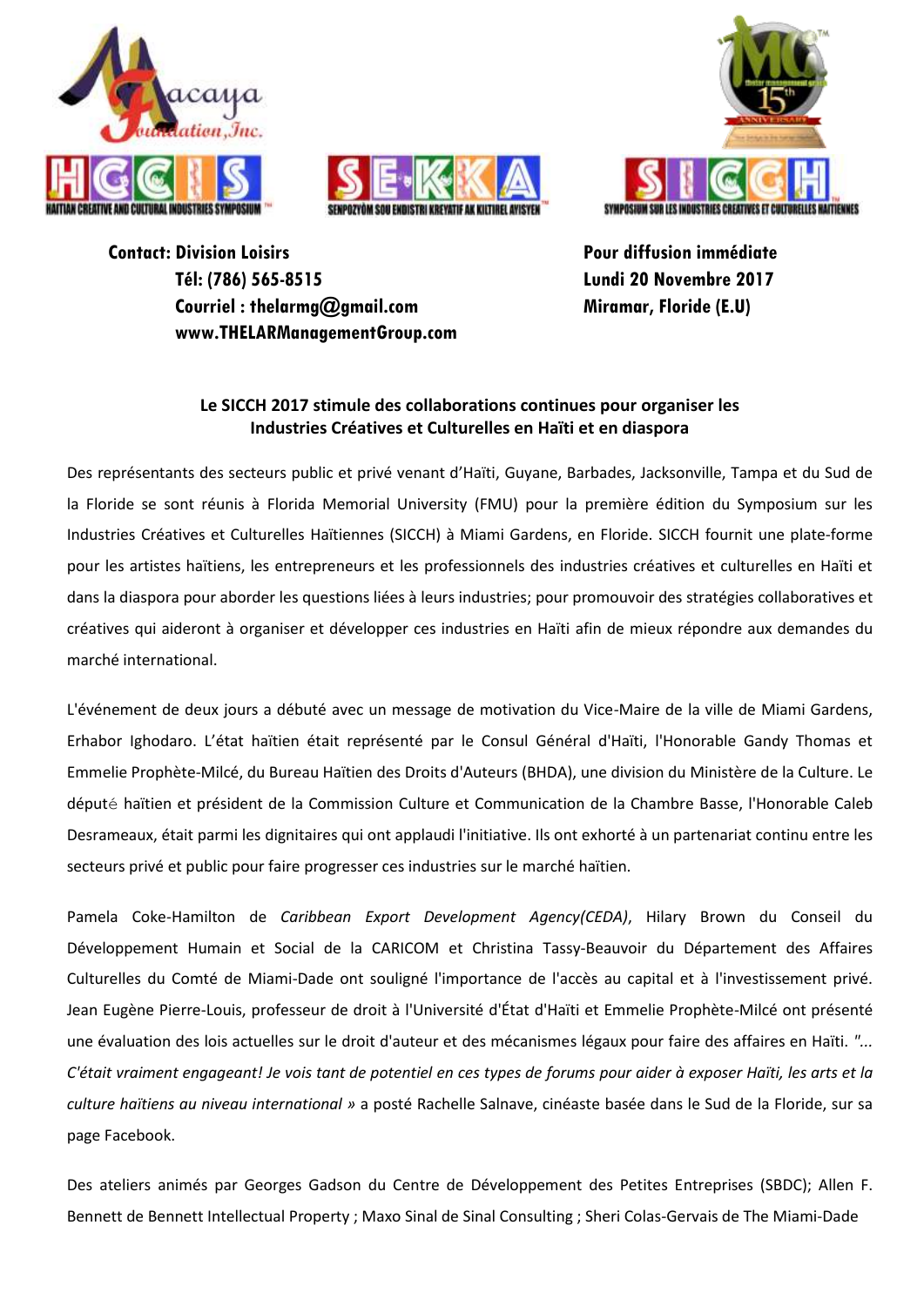Contact: **Division Loisirs**
**Tél: (786) 565-8515**
**Courriel : thelarmg@gmail.com**
**www.THELARManagementGroup.com**

**Pour diffusion immédiate**
**Lundi 20 Novembre 2017**
**Miramar, Floride (E.U)**

**Le SICCH 2017 stimule des collaborations continues pour organiser les Industries Créatives et Culturelles en Haïti et en diaspora**

Des représentants des secteurs public et privé venant d'Haïti, Guyane, Barbades, Jacksonville, Tampa et du Sud de la Floride se sont réunis à Florida Memorial University (FMU) pour la première édition du Symposium sur les Industries Créatives et Culturelles Haïtiennes (SICCH) à Miami Gardens, en Floride. SICCH fournit une plate-forme pour les artistes haïtiens, les entrepreneurs et les professionnels des industries créatives et culturelles en Haïti et dans la diaspora pour aborder les questions liées à leurs industries; pour promouvoir des stratégies collaboratives et créatives qui aideront à organiser et développer ces industries en Haïti afin de mieux répondre aux demandes du marché international.

L'événement de deux jours a débuté avec un message de motivation du Vice-Maire de la ville de Miami Gardens, Erhabor Ighodaro. L'état haïtien était représenté par le Consul Général d'Haïti, l'Honorable Gandy Thomas et Emmelie Prophète-Milcé, du Bureau Haïtien des Droits d'Auteurs (BHDA), une division du Ministère de la Culture. Le député haïtien et président de la Commission Culture et Communication de la Chambre Basse, l'Honorable Caleb Desrameaux, était parmi les dignitaires qui ont applaudi l'initiative. Ils ont exhorté à un partenariat continu entre les secteurs privé et public pour faire progresser ces industries sur le marché haïtien.

Pamela Coke-Hamilton de *Caribbean Export Development Agency(CEDA)*, Hilary Brown du Conseil du Développement Humain et Social de la CARICOM et Christina Tassy-Beauvoir du Département des Affaires Culturelles du Comté de Miami-Dade ont souligné l'importance de l'accès au capital et à l'investissement privé. Jean Eugène Pierre-Louis, professeur de droit à l'Université d'État d'Haïti et Emmelie Prophète-Milcé ont présenté une évaluation des lois actuelles sur le droit d'auteur et des mécanismes légaux pour faire des affaires en Haïti. *"... C'était vraiment engageant! Je vois tant de potentiel en ces types de forums pour aider à exposer Haïti, les arts et la culture haïtiens au niveau international »* a posté Rachelle Salnave, cinéaste basée dans le Sud de la Floride, sur sa page Facebook.

Des ateliers animés par Georges Gadson du Centre de Développement des Petites Entreprises (SBDC); Allen F. Bennett de Bennett Intellectual Property ; Maxo Sinal de Sinal Consulting ; Sheri Colas-Gervais de The Miami-Dade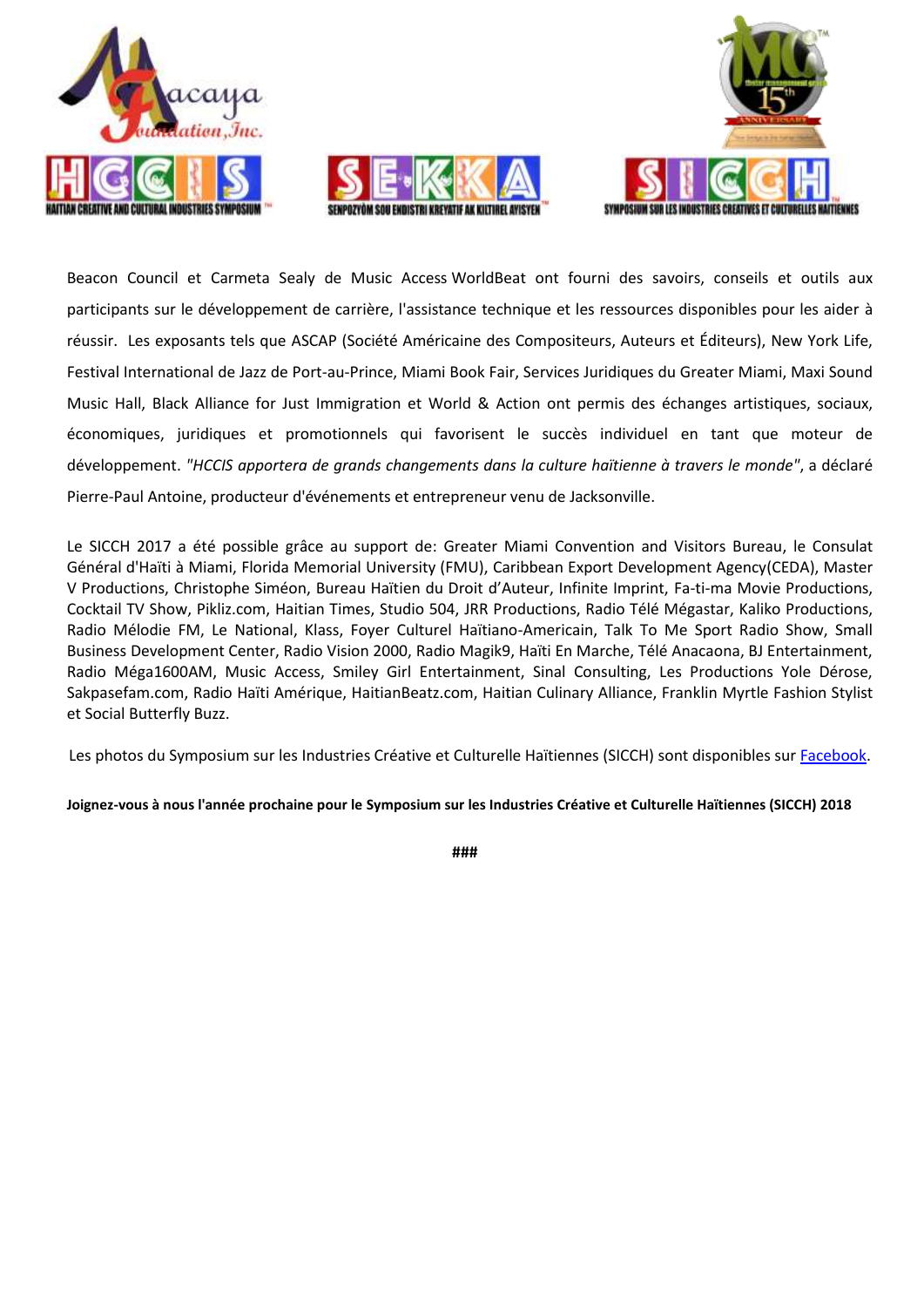Beacon Council et Carmeta Sealy de Music Access WorldBeat ont fourni des savoirs, conseils et outils aux participants sur le développement de carrière, l'assistance technique et les ressources disponibles pour les aider à réussir. Les exposants tels que ASCAP (Société Américaine des Compositeurs, Auteurs et Éditeurs), New York Life, Festival International de Jazz de Port-au-Prince, Miami Book Fair, Services Juridiques du Greater Miami, Maxi Sound Music Hall, Black Alliance for Just Immigration et World & Action ont permis des échanges artistiques, sociaux, économiques, juridiques et promotionnels qui favorisent le succès individuel en tant que moteur de développement. *"HCCIS apportera de grands changements dans la culture haïtienne à travers le monde"*, a déclaré Pierre-Paul Antoine, producteur d'événements et entrepreneur venu de Jacksonville.

Le SICCH 2017 a été possible grâce au support de: Greater Miami Convention and Visitors Bureau, le Consulat Général d'Haïti à Miami, Florida Memorial University (FMU), Caribbean Export Development Agency(CEDA), Master V Productions, Christophe Siméon, Bureau Haïtien du Droit d'Auteur, Infinite Imprint, Fa-ti-ma Movie Productions, Cocktail TV Show, Pikliz.com, Haitian Times, Studio 504, JRR Productions, Radio Télé Mégastar, Kaliko Productions, Radio Mélodie FM, Le National, Klass, Foyer Culturel Haïtiano-Americain, Talk To Me Sport Radio Show, Small Business Development Center, Radio Vision 2000, Radio Magik9, Haïti En Marche, Télé Anacaona, BJ Entertainment, Radio Méga1600AM, Music Access, Smiley Girl Entertainment, Sinal Consulting, Les Productions Yole Dérose, Sakpasefam.com, Radio Haïti Amérique, HaitianBeatz.com, Haitian Culinary Alliance, Franklin Myrtle Fashion Stylist et Social Butterfly Buzz.

Les photos du Symposium sur les Industries Créative et Culturelle Haïtiennes (SICCH) sont disponibles sur Facebook.

**Joignez-vous à nous l'année prochaine pour le Symposium sur les Industries Créative et Culturelle Haïtiennes (SICCH) 2018**

**###**